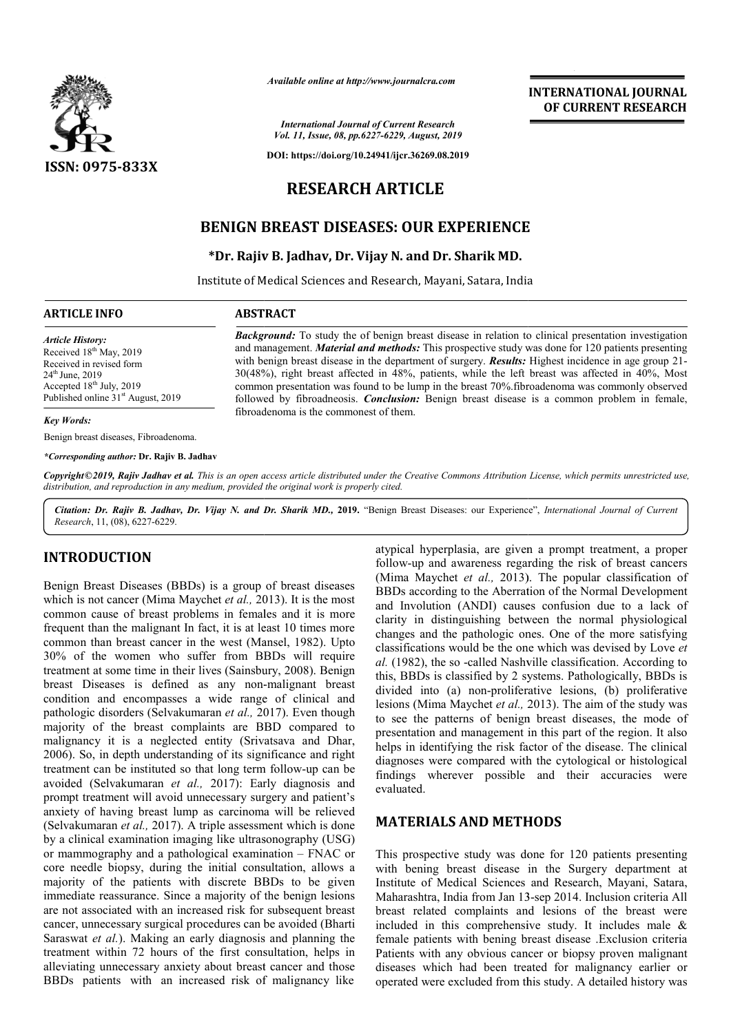*Available online at http://www.journalcra.com*

*International Journal of Current Research*
*Vol. 11, Issue, 08, pp.6227-6229, August, 2019*

**DOI: https://doi.org/10.24941/ijcr.36269.08.2019**

**ISSN: 0975-833X**

**INTERNATIONAL JOURNAL OF CURRENT RESEARCH**

# RESEARCH ARTICLE

## BENIGN BREAST DISEASES: OUR EXPERIENCE

**\*Dr. Rajiv B. Jadhav, Dr. Vijay N. and Dr. Sharik MD.**

Institute of Medical Sciences and Research, Mayani, Satara, India

**ARTICLE INFO**

*Article History:*
Received 18th May, 2019
Received in revised form
24th June, 2019
Accepted 18th July, 2019
Published online 31st August, 2019

*Key Words:*
Benign breast diseases, Fibroadenoma.

*\*Corresponding author:* **Dr. Rajiv B. Jadhav**

**ABSTRACT**

***Background:*** To study the of benign breast disease in relation to clinical presentation investigation and management. ***Material and methods:*** This prospective study was done for 120 patients presenting with benign breast disease in the department of surgery. ***Results:*** Highest incidence in age group 21-30(48%), right breast affected in 48%, patients, while the left breast was affected in 40%, Most common presentation was found to be lump in the breast 70%.fibroadenoma was commonly observed followed by fibroadneosis. ***Conclusion:*** Benign breast disease is a common problem in female, fibroadenoma is the commonest of them.

***Copyright©2019, Rajiv Jadhav et al.*** *This is an open access article distributed under the Creative Commons Attribution License, which permits unrestricted use, distribution, and reproduction in any medium, provided the original work is properly cited.*

***Citation:*** *Dr. Rajiv B. Jadhav, Dr. Vijay N. and Dr. Sharik MD.,* **2019.** "Benign Breast Diseases: our Experience", *International Journal of Current Research*, 11, (08), 6227-6229.

## INTRODUCTION

Benign Breast Diseases (BBDs) is a group of breast diseases which is not cancer (Mima Maychet *et al.,* 2013). It is the most common cause of breast problems in females and it is more frequent than the malignant In fact, it is at least 10 times more common than breast cancer in the west (Mansel, 1982). Upto 30% of the women who suffer from BBDs will require treatment at some time in their lives (Sainsbury, 2008). Benign breast Diseases is defined as any non-malignant breast condition and encompasses a wide range of clinical and pathologic disorders (Selvakumaran *et al.,* 2017). Even though majority of the breast complaints are BBD compared to malignancy it is a neglected entity (Srivatsava and Dhar, 2006). So, in depth understanding of its significance and right treatment can be instituted so that long term follow-up can be avoided (Selvakumaran *et al.,* 2017): Early diagnosis and prompt treatment will avoid unnecessary surgery and patient's anxiety of having breast lump as carcinoma will be relieved (Selvakumaran *et al.,* 2017). A triple assessment which is done by a clinical examination imaging like ultrasonography (USG) or mammography and a pathological examination – FNAC or core needle biopsy, during the initial consultation, allows a majority of the patients with discrete BBDs to be given immediate reassurance. Since a majority of the benign lesions are not associated with an increased risk for subsequent breast cancer, unnecessary surgical procedures can be avoided (Bharti Saraswat *et al.*). Making an early diagnosis and planning the treatment within 72 hours of the first consultation, helps in alleviating unnecessary anxiety about breast cancer and those BBDs patients with an increased risk of malignancy like atypical hyperplasia, are given a prompt treatment, a proper follow-up and awareness regarding the risk of breast cancers (Mima Maychet *et al.,* 2013). The popular classification of BBDs according to the Aberration of the Normal Development and Involution (ANDI) causes confusion due to a lack of clarity in distinguishing between the normal physiological changes and the pathologic ones. One of the more satisfying classifications would be the one which was devised by Love *et al.* (1982), the so -called Nashville classification. According to this, BBDs is classified by 2 systems. Pathologically, BBDs is divided into (a) non-proliferative lesions, (b) proliferative lesions (Mima Maychet *et al.,* 2013). The aim of the study was to see the patterns of benign breast diseases, the mode of presentation and management in this part of the region. It also helps in identifying the risk factor of the disease. The clinical diagnoses were compared with the cytological or histological findings wherever possible and their accuracies were evaluated.

## MATERIALS AND METHODS

This prospective study was done for 120 patients presenting with bening breast disease in the Surgery department at Institute of Medical Sciences and Research, Mayani, Satara, Maharashtra, India from Jan 13-sep 2014. Inclusion criteria All breast related complaints and lesions of the breast were included in this comprehensive study. It includes male & female patients with bening breast disease .Exclusion criteria Patients with any obvious cancer or biopsy proven malignant diseases which had been treated for malignancy earlier or operated were excluded from this study. A detailed history was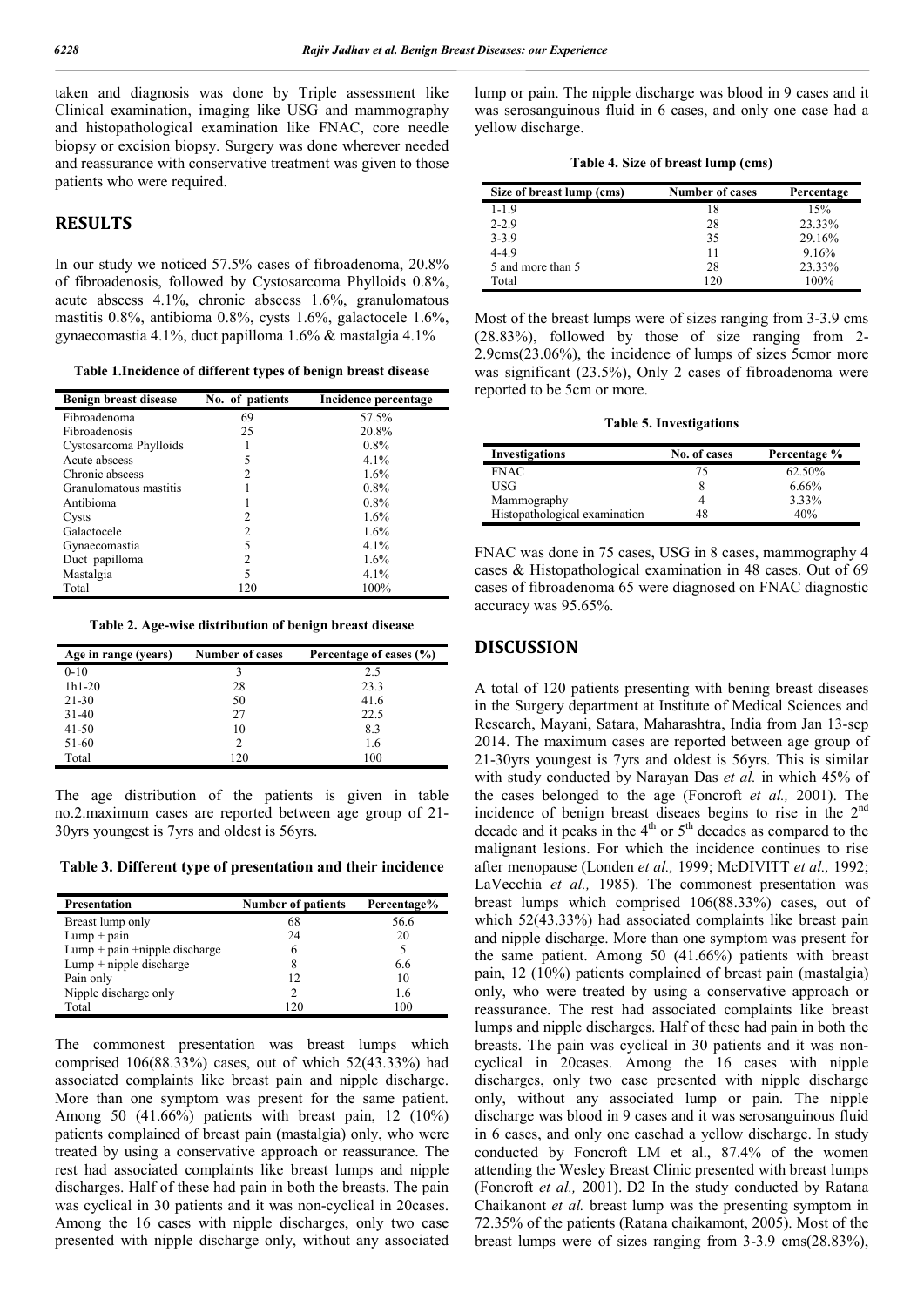taken and diagnosis was done by Triple assessment like Clinical examination, imaging like USG and mammography and histopathological examination like FNAC, core needle biopsy or excision biopsy. Surgery was done wherever needed and reassurance with conservative treatment was given to those patients who were required.

## RESULTS

In our study we noticed 57.5% cases of fibroadenoma, 20.8% of fibroadenosis, followed by Cystosarcoma Phylloids 0.8%, acute abscess 4.1%, chronic abscess 1.6%, granulomatous mastitis 0.8%, antibioma 0.8%, cysts 1.6%, galactocele 1.6%, gynaecomastia 4.1%, duct papilloma 1.6% & mastalgia 4.1%

**Table 1.Incidence of different types of benign breast disease**

| Benign breast disease | No. of patients | Incidence percentage |
|---|---|---|
| Fibroadenoma | 69 | 57.5% |
| Fibroadenosis | 25 | 20.8% |
| Cystosarcoma Phylloids | 1 | 0.8% |
| Acute abscess | 5 | 4.1% |
| Chronic abscess | 2 | 1.6% |
| Granulomatous mastitis | 1 | 0.8% |
| Antibioma | 1 | 0.8% |
| Cysts | 2 | 1.6% |
| Galactocele | 2 | 1.6% |
| Gynaecomastia | 5 | 4.1% |
| Duct papilloma | 2 | 1.6% |
| Mastalgia | 5 | 4.1% |
| Total | 120 | 100% |

**Table 2. Age-wise distribution of benign breast disease**

| Age in range (years) | Number of cases | Percentage of cases (%) |
|---|---|---|
| 0-10 | 3 | 2.5 |
| 1h1-20 | 28 | 23.3 |
| 21-30 | 50 | 41.6 |
| 31-40 | 27 | 22.5 |
| 41-50 | 10 | 8.3 |
| 51-60 | 2 | 1.6 |
| Total | 120 | 100 |

The age distribution of the patients is given in table no.2.maximum cases are reported between age group of 21-30yrs youngest is 7yrs and oldest is 56yrs.

**Table 3. Different type of presentation and their incidence**

| Presentation | Number of patients | Percentage% |
|---|---|---|
| Breast lump only | 68 | 56.6 |
| Lump + pain | 24 | 20 |
| Lump + pain +nipple discharge | 6 | 5 |
| Lump + nipple discharge | 8 | 6.6 |
| Pain only | 12 | 10 |
| Nipple discharge only | 2 | 1.6 |
| Total | 120 | 100 |

The commonest presentation was breast lumps which comprised 106(88.33%) cases, out of which 52(43.33%) had associated complaints like breast pain and nipple discharge. More than one symptom was present for the same patient. Among 50 (41.66%) patients with breast pain, 12 (10%) patients complained of breast pain (mastalgia) only, who were treated by using a conservative approach or reassurance. The rest had associated complaints like breast lumps and nipple discharges. Half of these had pain in both the breasts. The pain was cyclical in 30 patients and it was non-cyclical in 20cases. Among the 16 cases with nipple discharges, only two case presented with nipple discharge only, without any associated lump or pain. The nipple discharge was blood in 9 cases and it was serosanguinous fluid in 6 cases, and only one case had a yellow discharge.

**Table 4. Size of breast lump (cms)**

| Size of breast lump (cms) | Number of cases | Percentage |
|---|---|---|
| 1-1.9 | 18 | 15% |
| 2-2.9 | 28 | 23.33% |
| 3-3.9 | 35 | 29.16% |
| 4-4.9 | 11 | 9.16% |
| 5 and more than 5 | 28 | 23.33% |
| Total | 120 | 100% |

Most of the breast lumps were of sizes ranging from 3-3.9 cms (28.83%), followed by those of size ranging from 2-2.9cms(23.06%), the incidence of lumps of sizes 5cmor more was significant (23.5%), Only 2 cases of fibroadenoma were reported to be 5cm or more.

**Table 5. Investigations**

| Investigations | No. of cases | Percentage % |
|---|---|---|
| FNAC | 75 | 62.50% |
| USG | 8 | 6.66% |
| Mammography | 4 | 3.33% |
| Histopathological examination | 48 | 40% |

FNAC was done in 75 cases, USG in 8 cases, mammography 4 cases & Histopathological examination in 48 cases. Out of 69 cases of fibroadenoma 65 were diagnosed on FNAC diagnostic accuracy was 95.65%.

## DISCUSSION

A total of 120 patients presenting with bening breast diseases in the Surgery department at Institute of Medical Sciences and Research, Mayani, Satara, Maharashtra, India from Jan 13-sep 2014. The maximum cases are reported between age group of 21-30yrs youngest is 7yrs and oldest is 56yrs. This is similar with study conducted by Narayan Das *et al.* in which 45% of the cases belonged to the age (Foncroft *et al.,* 2001). The incidence of benign breast diseaes begins to rise in the 2nd decade and it peaks in the 4th or 5th decades as compared to the malignant lesions. For which the incidence continues to rise after menopause (Londen *et al.,* 1999; McDIVITT *et al.,* 1992; LaVecchia *et al.,* 1985). The commonest presentation was breast lumps which comprised 106(88.33%) cases, out of which 52(43.33%) had associated complaints like breast pain and nipple discharge. More than one symptom was present for the same patient. Among 50 (41.66%) patients with breast pain, 12 (10%) patients complained of breast pain (mastalgia) only, who were treated by using a conservative approach or reassurance. The rest had associated complaints like breast lumps and nipple discharges. Half of these had pain in both the breasts. The pain was cyclical in 30 patients and it was non-cyclical in 20cases. Among the 16 cases with nipple discharges, only two case presented with nipple discharge only, without any associated lump or pain. The nipple discharge was blood in 9 cases and it was serosanguinous fluid in 6 cases, and only one casehad a yellow discharge. In study conducted by Foncroft LM et al., 87.4% of the women attending the Wesley Breast Clinic presented with breast lumps (Foncroft *et al.,* 2001). D2 In the study conducted by Ratana Chaikanont *et al.* breast lump was the presenting symptom in 72.35% of the patients (Ratana chaikamont, 2005). Most of the breast lumps were of sizes ranging from 3-3.9 cms(28.83%),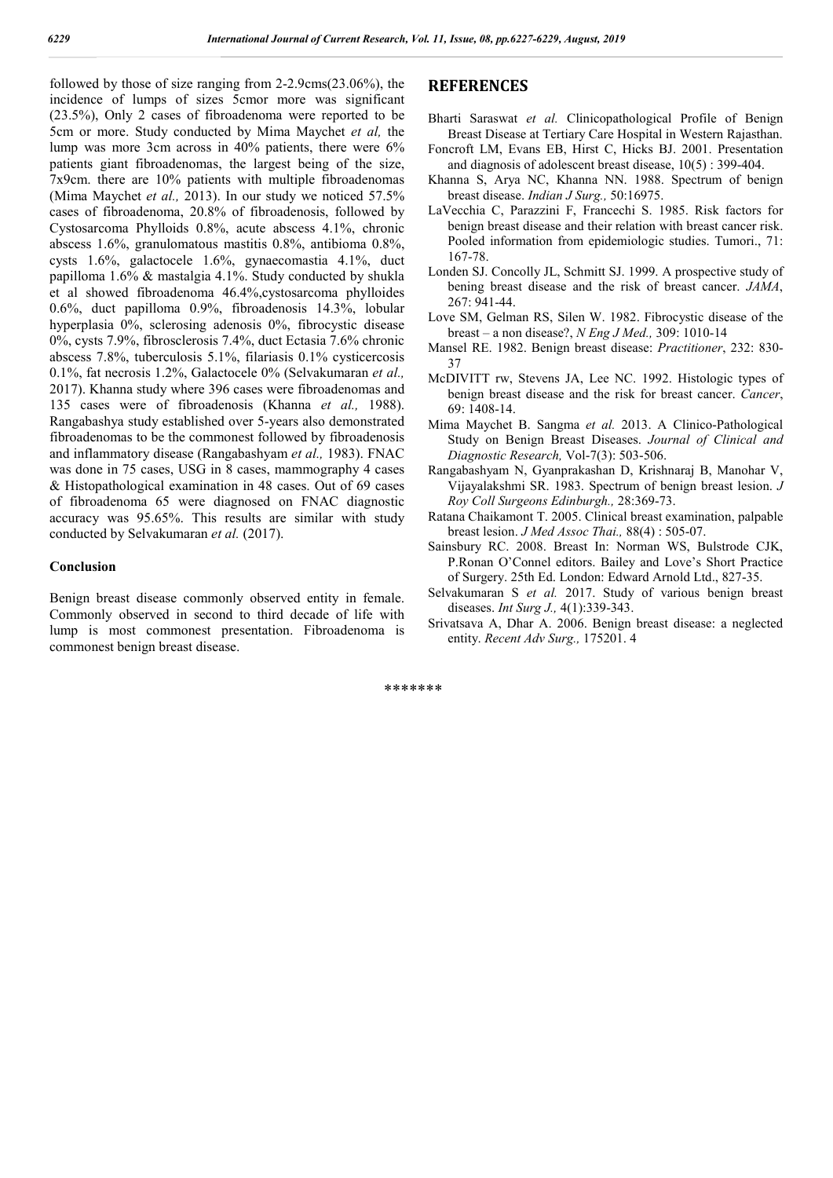followed by those of size ranging from 2-2.9cms(23.06%), the incidence of lumps of sizes 5cmor more was significant (23.5%), Only 2 cases of fibroadenoma were reported to be 5cm or more. Study conducted by Mima Maychet *et al,* the lump was more 3cm across in 40% patients, there were 6% patients giant fibroadenomas, the largest being of the size, 7x9cm. there are 10% patients with multiple fibroadenomas (Mima Maychet *et al.,* 2013). In our study we noticed 57.5% cases of fibroadenoma, 20.8% of fibroadenosis, followed by Cystosarcoma Phylloids 0.8%, acute abscess 4.1%, chronic abscess 1.6%, granulomatous mastitis 0.8%, antibioma 0.8%, cysts 1.6%, galactocele 1.6%, gynaecomastia 4.1%, duct papilloma 1.6% & mastalgia 4.1%. Study conducted by shukla et al showed fibroadenoma 46.4%,cystosarcoma phylloides 0.6%, duct papilloma 0.9%, fibroadenosis 14.3%, lobular hyperplasia 0%, sclerosing adenosis 0%, fibrocystic disease 0%, cysts 7.9%, fibrosclerosis 7.4%, duct Ectasia 7.6% chronic abscess 7.8%, tuberculosis 5.1%, filariasis 0.1% cysticercosis 0.1%, fat necrosis 1.2%, Galactocele 0% (Selvakumaran *et al.,* 2017). Khanna study where 396 cases were fibroadenomas and 135 cases were of fibroadenosis (Khanna *et al.,* 1988). Rangabashya study established over 5-years also demonstrated fibroadenomas to be the commonest followed by fibroadenosis and inflammatory disease (Rangabashyam *et al.,* 1983). FNAC was done in 75 cases, USG in 8 cases, mammography 4 cases & Histopathological examination in 48 cases. Out of 69 cases of fibroadenoma 65 were diagnosed on FNAC diagnostic accuracy was 95.65%. This results are similar with study conducted by Selvakumaran *et al.* (2017).

### Conclusion

Benign breast disease commonly observed entity in female. Commonly observed in second to third decade of life with lump is most commonest presentation. Fibroadenoma is commonest benign breast disease.

## REFERENCES

Bharti Saraswat *et al.* Clinicopathological Profile of Benign Breast Disease at Tertiary Care Hospital in Western Rajasthan.

Foncroft LM, Evans EB, Hirst C, Hicks BJ. 2001. Presentation and diagnosis of adolescent breast disease, 10(5) : 399-404.

Khanna S, Arya NC, Khanna NN. 1988. Spectrum of benign breast disease. *Indian J Surg.,* 50:16975.

LaVecchia C, Parazzini F, Francechi S. 1985. Risk factors for benign breast disease and their relation with breast cancer risk. Pooled information from epidemiologic studies. Tumori., 71: 167-78.

Londen SJ. Concolly JL, Schmitt SJ. 1999. A prospective study of bening breast disease and the risk of breast cancer. *JAMA*, 267: 941-44.

Love SM, Gelman RS, Silen W. 1982. Fibrocystic disease of the breast – a non disease?, *N Eng J Med.,* 309: 1010-14

Mansel RE. 1982. Benign breast disease: *Practitioner*, 232: 830-37

McDIVITT rw, Stevens JA, Lee NC. 1992. Histologic types of benign breast disease and the risk for breast cancer. *Cancer*, 69: 1408-14.

Mima Maychet B. Sangma *et al.* 2013. A Clinico-Pathological Study on Benign Breast Diseases. *Journal of Clinical and Diagnostic Research,* Vol-7(3): 503-506.

Rangabashyam N, Gyanprakashan D, Krishnaraj B, Manohar V, Vijayalakshmi SR. 1983. Spectrum of benign breast lesion. *J Roy Coll Surgeons Edinburgh.,* 28:369-73.

Ratana Chaikamont T. 2005. Clinical breast examination, palpable breast lesion. *J Med Assoc Thai.,* 88(4) : 505-07.

Sainsbury RC. 2008. Breast In: Norman WS, Bulstrode CJK, P.Ronan O'Connel editors. Bailey and Love's Short Practice of Surgery. 25th Ed. London: Edward Arnold Ltd., 827-35.

Selvakumaran S *et al.* 2017. Study of various benign breast diseases. *Int Surg J.,* 4(1):339-343.

Srivatsava A, Dhar A. 2006. Benign breast disease: a neglected entity. *Recent Adv Surg.,* 175201. 4

*******